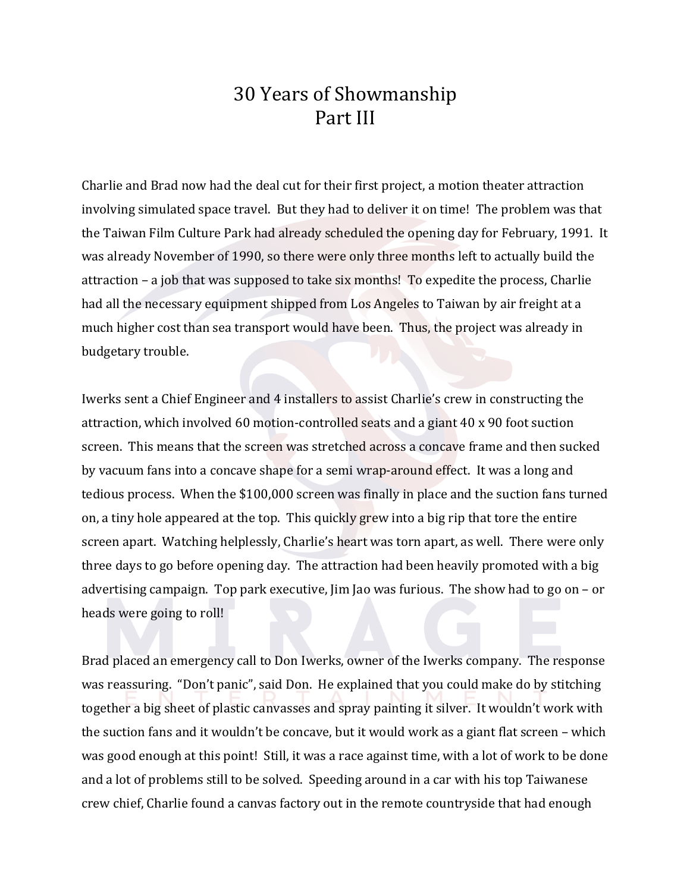# 30 Years of Showmanship
# Part III

Charlie and Brad now had the deal cut for their first project, a motion theater attraction involving simulated space travel. But they had to deliver it on time! The problem was that the Taiwan Film Culture Park had already scheduled the opening day for February, 1991. It was already November of 1990, so there were only three months left to actually build the attraction – a job that was supposed to take six months! To expedite the process, Charlie had all the necessary equipment shipped from Los Angeles to Taiwan by air freight at a much higher cost than sea transport would have been. Thus, the project was already in budgetary trouble.

Iwerks sent a Chief Engineer and 4 installers to assist Charlie's crew in constructing the attraction, which involved 60 motion-controlled seats and a giant 40 x 90 foot suction screen. This means that the screen was stretched across a concave frame and then sucked by vacuum fans into a concave shape for a semi wrap-around effect. It was a long and tedious process. When the $100,000 screen was finally in place and the suction fans turned on, a tiny hole appeared at the top. This quickly grew into a big rip that tore the entire screen apart. Watching helplessly, Charlie's heart was torn apart, as well. There were only three days to go before opening day. The attraction had been heavily promoted with a big advertising campaign. Top park executive, Jim Jao was furious. The show had to go on – or heads were going to roll!

Brad placed an emergency call to Don Iwerks, owner of the Iwerks company. The response was reassuring. "Don't panic", said Don. He explained that you could make do by stitching together a big sheet of plastic canvasses and spray painting it silver. It wouldn't work with the suction fans and it wouldn't be concave, but it would work as a giant flat screen – which was good enough at this point! Still, it was a race against time, with a lot of work to be done and a lot of problems still to be solved. Speeding around in a car with his top Taiwanese crew chief, Charlie found a canvas factory out in the remote countryside that had enough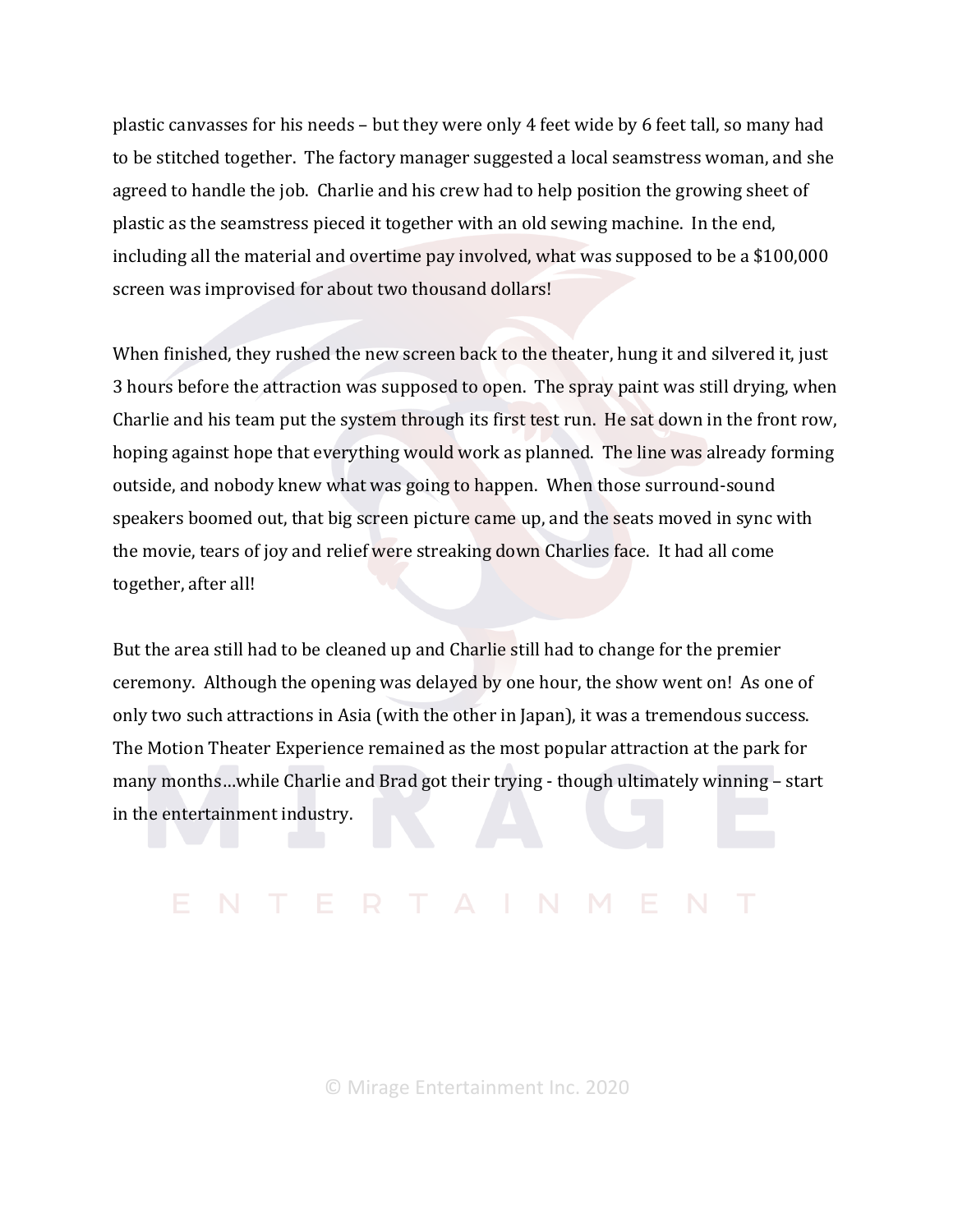plastic canvasses for his needs – but they were only 4 feet wide by 6 feet tall, so many had to be stitched together. The factory manager suggested a local seamstress woman, and she agreed to handle the job. Charlie and his crew had to help position the growing sheet of plastic as the seamstress pieced it together with an old sewing machine. In the end, including all the material and overtime pay involved, what was supposed to be a $100,000 screen was improvised for about two thousand dollars!

When finished, they rushed the new screen back to the theater, hung it and silvered it, just 3 hours before the attraction was supposed to open. The spray paint was still drying, when Charlie and his team put the system through its first test run. He sat down in the front row, hoping against hope that everything would work as planned. The line was already forming outside, and nobody knew what was going to happen. When those surround-sound speakers boomed out, that big screen picture came up, and the seats moved in sync with the movie, tears of joy and relief were streaking down Charlies face. It had all come together, after all!

But the area still had to be cleaned up and Charlie still had to change for the premier ceremony. Although the opening was delayed by one hour, the show went on! As one of only two such attractions in Asia (with the other in Japan), it was a tremendous success. The Motion Theater Experience remained as the most popular attraction at the park for many months…while Charlie and Brad got their trying - though ultimately winning – start in the entertainment industry.

© Mirage Entertainment Inc. 2020